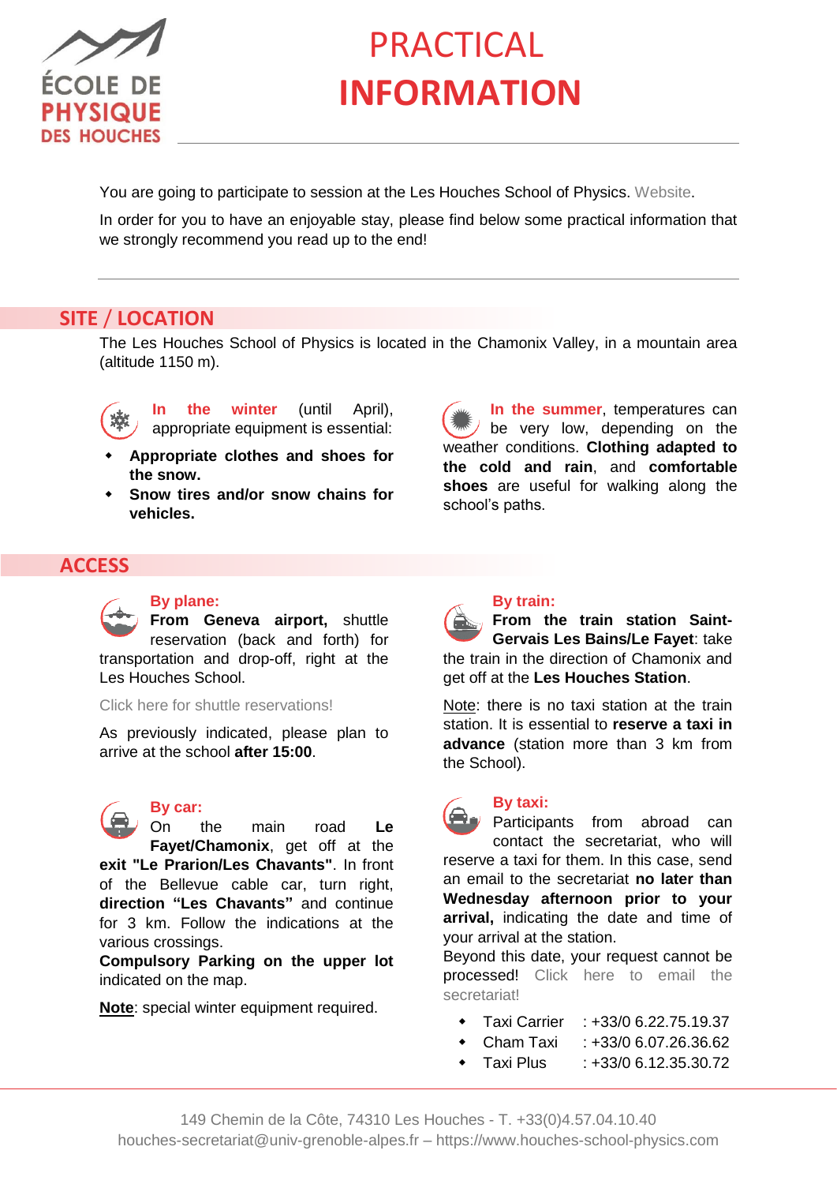ÉCOLE DE PHYSIQUE DES HOUCHES

# PRACTICAL INFORMATION

You are going to participate to session at the Les Houches School of Physics. Website.

In order for you to have an enjoyable stay, please find below some practical information that we strongly recommend you read up to the end!

## SITE / LOCATION

The Les Houches School of Physics is located in the Chamonix Valley, in a mountain area (altitude 1150 m).

**In the winter** (until April), appropriate equipment is essential:

- **Appropriate clothes and shoes for the snow.**
- **Snow tires and/or snow chains for vehicles.**

**In the summer**, temperatures can be very low, depending on the weather conditions. **Clothing adapted to the cold and rain**, and **comfortable shoes** are useful for walking along the school's paths.

## ACCESS

### By plane:

**From Geneva airport,** shuttle reservation (back and forth) for transportation and drop-off, right at the Les Houches School.

Click here for shuttle reservations!

As previously indicated, please plan to arrive at the school **after 15:00**.

### By car:

On the main road **Le Fayet/Chamonix**, get off at the **exit "Le Prarion/Les Chavants"**. In front of the Bellevue cable car, turn right, **direction "Les Chavants"** and continue for 3 km. Follow the indications at the various crossings.
**Compulsory Parking on the upper lot** indicated on the map.

**Note**: special winter equipment required.

### By train:

**From the train station Saint-Gervais Les Bains/Le Fayet**: take the train in the direction of Chamonix and get off at the **Les Houches Station**.

Note: there is no taxi station at the train station. It is essential to **reserve a taxi in advance** (station more than 3 km from the School).

### By taxi:

Participants from abroad can contact the secretariat, who will reserve a taxi for them. In this case, send an email to the secretariat **no later than Wednesday afternoon prior to your arrival,** indicating the date and time of your arrival at the station.
Beyond this date, your request cannot be processed! Click here to email the secretariat!

- Taxi Carrier : +33/0 6.22.75.19.37
- Cham Taxi : +33/0 6.07.26.36.62
- Taxi Plus : +33/0 6.12.35.30.72

149 Chemin de la Côte, 74310 Les Houches - T. +33(0)4.57.04.10.40
houches-secretariat@univ-grenoble-alpes.fr – https://www.houches-school-physics.com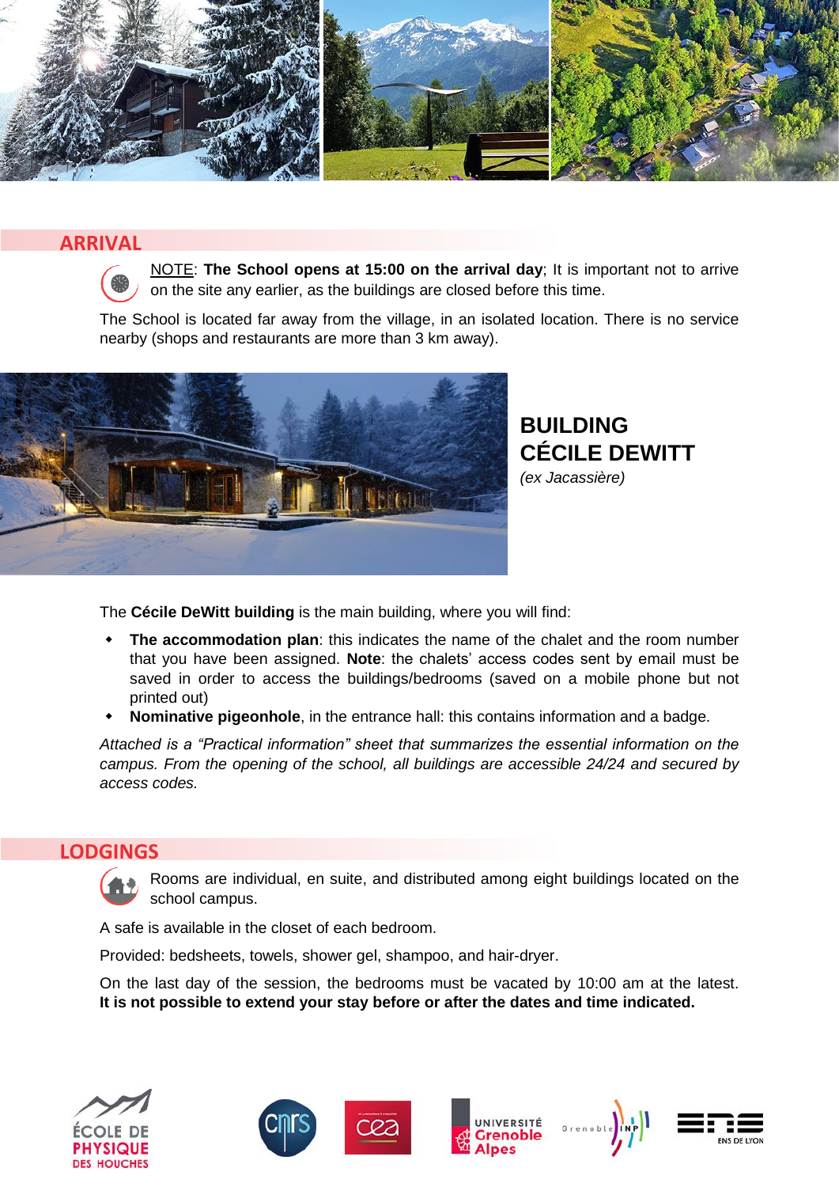## ARRIVAL

NOTE: **The School opens at 15:00 on the arrival day**; It is important not to arrive on the site any earlier, as the buildings are closed before this time.

The School is located far away from the village, in an isolated location. There is no service nearby (shops and restaurants are more than 3 km away).

## BUILDING CÉCILE DEWITT

*(ex Jacassière)*

The **Cécile DeWitt building** is the main building, where you will find:

- **The accommodation plan**: this indicates the name of the chalet and the room number that you have been assigned. **Note**: the chalets' access codes sent by email must be saved in order to access the buildings/bedrooms (saved on a mobile phone but not printed out)
- **Nominative pigeonhole**, in the entrance hall: this contains information and a badge.

*Attached is a "Practical information" sheet that summarizes the essential information on the campus. From the opening of the school, all buildings are accessible 24/24 and secured by access codes.*

## LODGINGS

Rooms are individual, en suite, and distributed among eight buildings located on the school campus.

A safe is available in the closet of each bedroom.

Provided: bedsheets, towels, shower gel, shampoo, and hair-dryer.

On the last day of the session, the bedrooms must be vacated by 10:00 am at the latest. **It is not possible to extend your stay before or after the dates and time indicated.**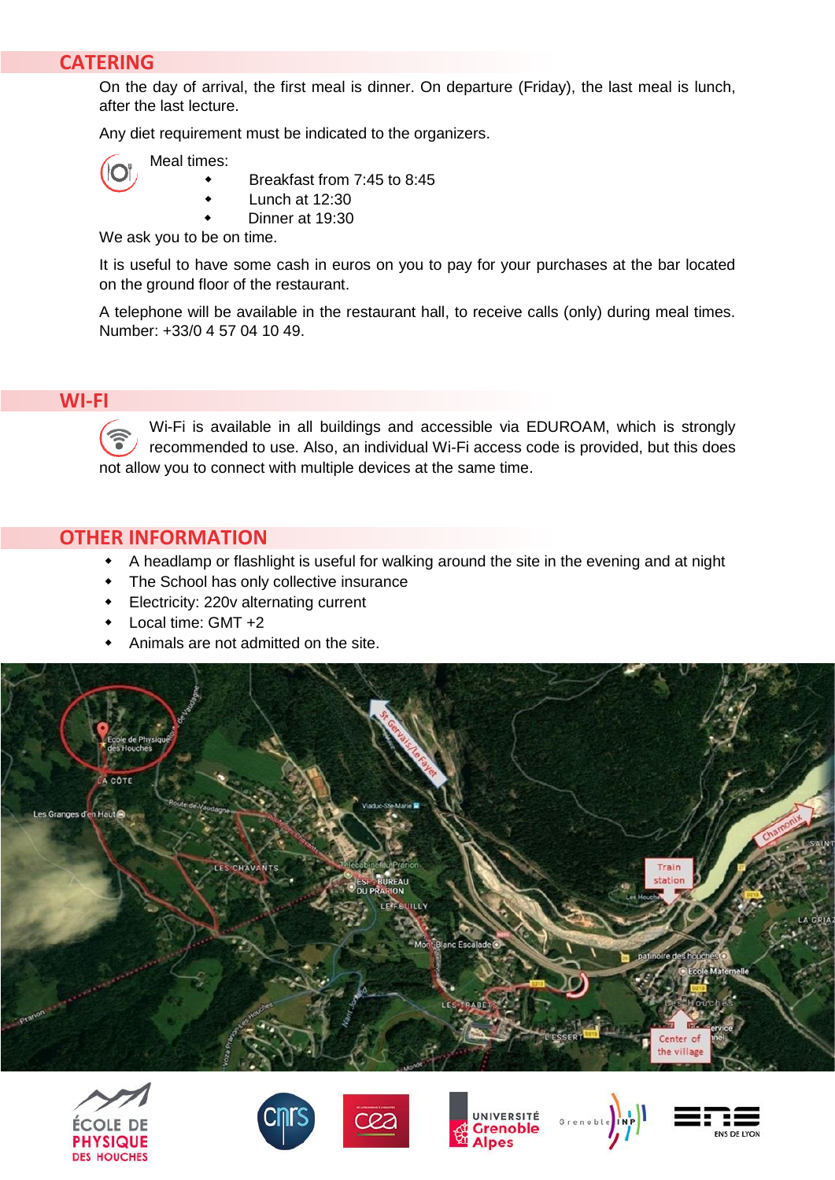## CATERING

On the day of arrival, the first meal is dinner. On departure (Friday), the last meal is lunch, after the last lecture.

Any diet requirement must be indicated to the organizers.

Meal times:

- Breakfast from 7:45 to 8:45
- Lunch at 12:30
- Dinner at 19:30

We ask you to be on time.

It is useful to have some cash in euros on you to pay for your purchases at the bar located on the ground floor of the restaurant.

A telephone will be available in the restaurant hall, to receive calls (only) during meal times. Number: +33/0 4 57 04 10 49.

## WI-FI

Wi-Fi is available in all buildings and accessible via EDUROAM, which is strongly recommended to use. Also, an individual Wi-Fi access code is provided, but this does not allow you to connect with multiple devices at the same time.

## OTHER INFORMATION

- A headlamp or flashlight is useful for walking around the site in the evening and at night
- The School has only collective insurance
- Electricity: 220v alternating current
- Local time: GMT +2
- Animals are not admitted on the site.

Ecole de Physique des Houches
St Gervais/Le Fayet
Chamonix
Train station
Center of the village